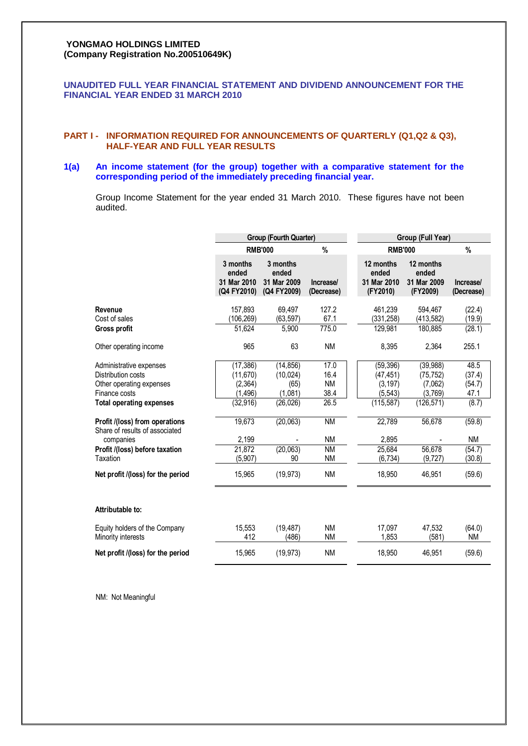**YONGMAO HOLDINGS LIMITED**
**(Company Registration No.200510649K)**

## UNAUDITED FULL YEAR FINANCIAL STATEMENT AND DIVIDEND ANNOUNCEMENT FOR THE FINANCIAL YEAR ENDED 31 MARCH 2010

### PART I - INFORMATION REQUIRED FOR ANNOUNCEMENTS OF QUARTERLY (Q1,Q2 & Q3), HALF-YEAR AND FULL YEAR RESULTS

**1(a) An income statement (for the group) together with a comparative statement for the corresponding period of the immediately preceding financial year.**

Group Income Statement for the year ended 31 March 2010. These figures have not been audited.

| | Group (Fourth Quarter) | | | Group (Full Year) | | |
|---|---|---|---|---|---|---|
| | RMB'000 | | % | RMB'000 | | % |
| | 3 months ended 31 Mar 2010 (Q4 FY2010) | 3 months ended 31 Mar 2009 (Q4 FY2009) | Increase/ (Decrease) | 12 months ended 31 Mar 2010 (FY2010) | 12 months ended 31 Mar 2009 (FY2009) | Increase/ (Decrease) |
| **Revenue** | 157,893 | 69,497 | 127.2 | 461,239 | 594,467 | (22.4) |
| Cost of sales | (106,269) | (63,597) | 67.1 | (331,258) | (413,582) | (19.9) |
| **Gross profit** | 51,624 | 5,900 | 775.0 | 129,981 | 180,885 | (28.1) |
| Other operating income | 965 | 63 | NM | 8,395 | 2,364 | 255.1 |
| Administrative expenses | (17,386) | (14,856) | 17.0 | (59,396) | (39,988) | 48.5 |
| Distribution costs | (11,670) | (10,024) | 16.4 | (47,451) | (75,752) | (37.4) |
| Other operating expenses | (2,364) | (65) | NM | (3,197) | (7,062) | (54.7) |
| Finance costs | (1,496) | (1,081) | 38.4 | (5,543) | (3,769) | 47.1 |
| **Total operating expenses** | (32,916) | (26,026) | 26.5 | (115,587) | (126,571) | (8.7) |
| **Profit /(loss) from operations** | 19,673 | (20,063) | NM | 22,789 | 56,678 | (59.8) |
| Share of results of associated companies | 2,199 | - | NM | 2,895 | - | NM |
| **Profit /(loss) before taxation** | 21,872 | (20,063) | NM | 25,684 | 56,678 | (54.7) |
| Taxation | (5,907) | 90 | NM | (6,734) | (9,727) | (30.8) |
| **Net profit /(loss) for the period** | 15,965 | (19,973) | NM | 18,950 | 46,951 | (59.6) |
| **Attributable to:** | | | | | | |
| Equity holders of the Company | 15,553 | (19,487) | NM | 17,097 | 47,532 | (64.0) |
| Minority interests | 412 | (486) | NM | 1,853 | (581) | NM |
| **Net profit /(loss) for the period** | 15,965 | (19,973) | NM | 18,950 | 46,951 | (59.6) |

NM: Not Meaningful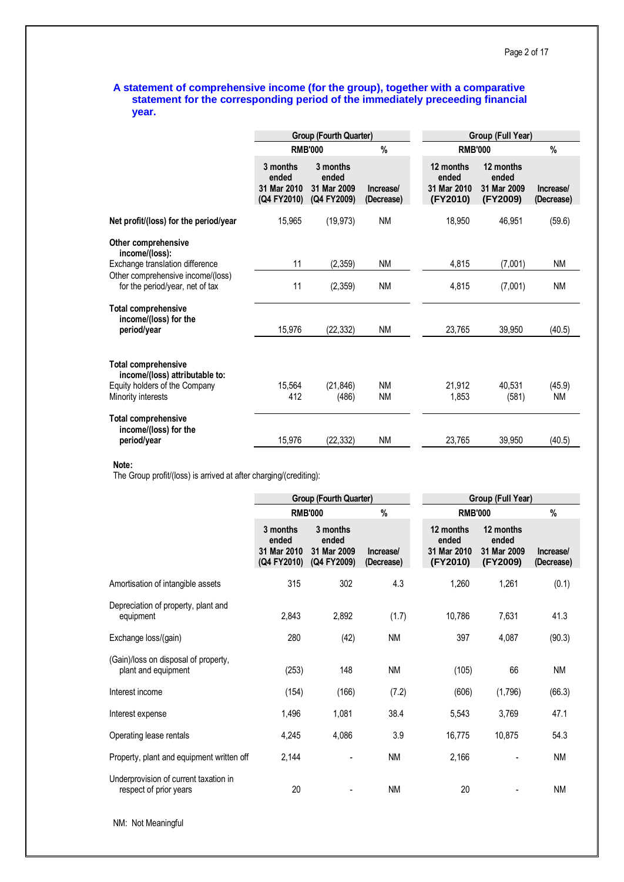**A statement of comprehensive income (for the group), together with a comparative statement for the corresponding period of the immediately preceeding financial year.**

| | Group (Fourth Quarter) | | | Group (Full Year) | | |
|---|---|---|---|---|---|---|
| | RMB'000 | | % | RMB'000 | | % |
| | 3 months ended 31 Mar 2010 (Q4 FY2010) | 3 months ended 31 Mar 2009 (Q4 FY2009) | Increase/ (Decrease) | 12 months ended 31 Mar 2010 (FY2010) | 12 months ended 31 Mar 2009 (FY2009) | Increase/ (Decrease) |
| **Net profit/(loss) for the period/year** | 15,965 | (19,973) | NM | 18,950 | 46,951 | (59.6) |
| **Other comprehensive income/(loss):** | | | | | | |
| Exchange translation difference | 11 | (2,359) | NM | 4,815 | (7,001) | NM |
| Other comprehensive income/(loss) for the period/year, net of tax | 11 | (2,359) | NM | 4,815 | (7,001) | NM |
| **Total comprehensive income/(loss) for the period/year** | 15,976 | (22,332) | NM | 23,765 | 39,950 | (40.5) |
| **Total comprehensive income/(loss) attributable to:** | | | | | | |
| Equity holders of the Company | 15,564 | (21,846) | NM | 21,912 | 40,531 | (45.9) |
| Minority interests | 412 | (486) | NM | 1,853 | (581) | NM |
| **Total comprehensive income/(loss) for the period/year** | 15,976 | (22,332) | NM | 23,765 | 39,950 | (40.5) |

**Note:**
The Group profit/(loss) is arrived at after charging/(crediting):

| | Group (Fourth Quarter) | | | Group (Full Year) | | |
|---|---|---|---|---|---|---|
| | RMB'000 | | % | RMB'000 | | % |
| | 3 months ended 31 Mar 2010 (Q4 FY2010) | 3 months ended 31 Mar 2009 (Q4 FY2009) | Increase/ (Decrease) | 12 months ended 31 Mar 2010 (FY2010) | 12 months ended 31 Mar 2009 (FY2009) | Increase/ (Decrease) |
| Amortisation of intangible assets | 315 | 302 | 4.3 | 1,260 | 1,261 | (0.1) |
| Depreciation of property, plant and equipment | 2,843 | 2,892 | (1.7) | 10,786 | 7,631 | 41.3 |
| Exchange loss/(gain) | 280 | (42) | NM | 397 | 4,087 | (90.3) |
| (Gain)/loss on disposal of property, plant and equipment | (253) | 148 | NM | (105) | 66 | NM |
| Interest income | (154) | (166) | (7.2) | (606) | (1,796) | (66.3) |
| Interest expense | 1,496 | 1,081 | 38.4 | 5,543 | 3,769 | 47.1 |
| Operating lease rentals | 4,245 | 4,086 | 3.9 | 16,775 | 10,875 | 54.3 |
| Property, plant and equipment written off | 2,144 | - | NM | 2,166 | - | NM |
| Underprovision of current taxation in respect of prior years | 20 | - | NM | 20 | - | NM |

NM: Not Meaningful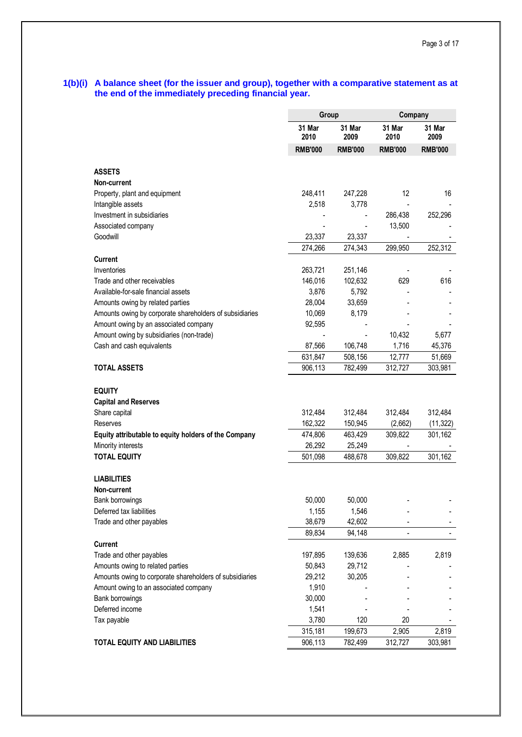## 1(b)(i) A balance sheet (for the issuer and group), together with a comparative statement as at the end of the immediately preceding financial year.

| | Group | | Company | |
|---|---|---|---|---|
| | 31 Mar 2010 | 31 Mar 2009 | 31 Mar 2010 | 31 Mar 2009 |
| | RMB'000 | RMB'000 | RMB'000 | RMB'000 |
| **ASSETS** | | | | |
| **Non-current** | | | | |
| Property, plant and equipment | 248,411 | 247,228 | 12 | 16 |
| Intangible assets | 2,518 | 3,778 | - | - |
| Investment in subsidiaries | - | - | 286,438 | 252,296 |
| Associated company | - | - | 13,500 | - |
| Goodwill | 23,337 | 23,337 | - | - |
| | 274,266 | 274,343 | 299,950 | 252,312 |
| **Current** | | | | |
| Inventories | 263,721 | 251,146 | - | - |
| Trade and other receivables | 146,016 | 102,632 | 629 | 616 |
| Available-for-sale financial assets | 3,876 | 5,792 | - | - |
| Amounts owing by related parties | 28,004 | 33,659 | - | - |
| Amounts owing by corporate shareholders of subsidiaries | 10,069 | 8,179 | - | - |
| Amount owing by an associated company | 92,595 | - | - | - |
| Amount owing by subsidiaries (non-trade) | - | - | 10,432 | 5,677 |
| Cash and cash equivalents | 87,566 | 106,748 | 1,716 | 45,376 |
| | 631,847 | 508,156 | 12,777 | 51,669 |
| **TOTAL ASSETS** | 906,113 | 782,499 | 312,727 | 303,981 |
| **EQUITY** | | | | |
| **Capital and Reserves** | | | | |
| Share capital | 312,484 | 312,484 | 312,484 | 312,484 |
| Reserves | 162,322 | 150,945 | (2,662) | (11,322) |
| **Equity attributable to equity holders of the Company** | 474,806 | 463,429 | 309,822 | 301,162 |
| Minority interests | 26,292 | 25,249 | - | - |
| **TOTAL EQUITY** | 501,098 | 488,678 | 309,822 | 301,162 |
| **LIABILITIES** | | | | |
| **Non-current** | | | | |
| Bank borrowings | 50,000 | 50,000 | - | - |
| Deferred tax liabilities | 1,155 | 1,546 | - | - |
| Trade and other payables | 38,679 | 42,602 | - | - |
| | 89,834 | 94,148 | - | - |
| **Current** | | | | |
| Trade and other payables | 197,895 | 139,636 | 2,885 | 2,819 |
| Amounts owing to related parties | 50,843 | 29,712 | - | - |
| Amounts owing to corporate shareholders of subsidiaries | 29,212 | 30,205 | - | - |
| Amount owing to an associated company | 1,910 | - | - | - |
| Bank borrowings | 30,000 | - | - | - |
| Deferred income | 1,541 | - | - | - |
| Tax payable | 3,780 | 120 | 20 | - |
| | 315,181 | 199,673 | 2,905 | 2,819 |
| **TOTAL EQUITY AND LIABILITIES** | 906,113 | 782,499 | 312,727 | 303,981 |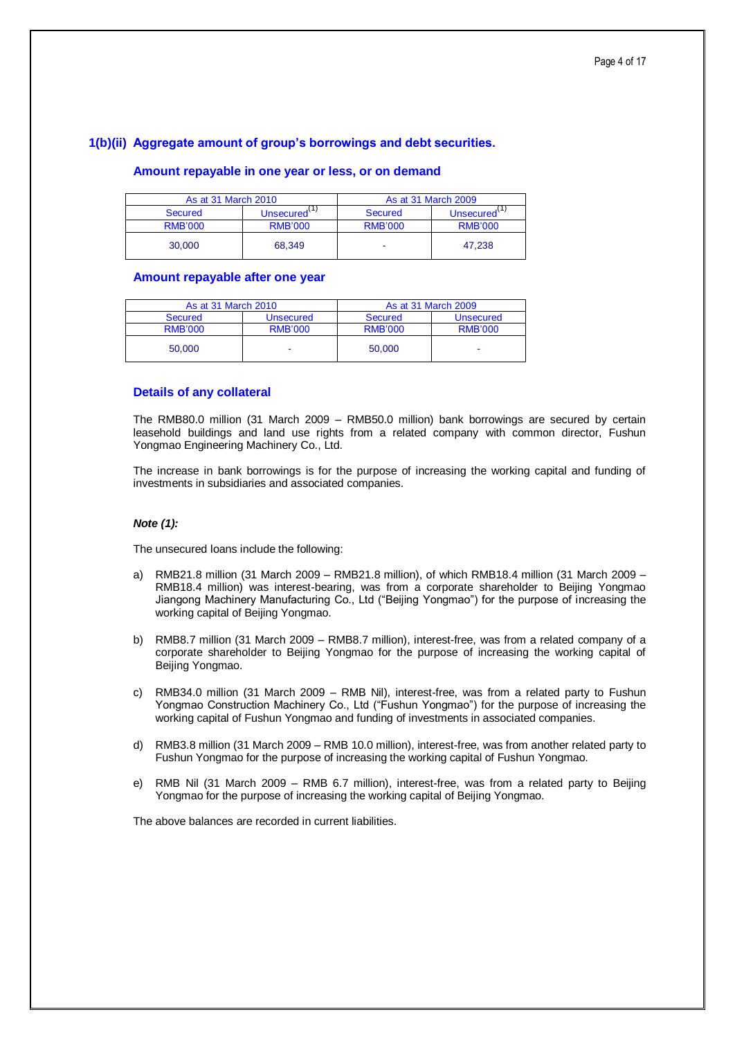## 1(b)(ii) Aggregate amount of group's borrowings and debt securities.

### Amount repayable in one year or less, or on demand

| As at 31 March 2010 | | As at 31 March 2009 | |
|---|---|---|---|
| Secured | Unsecured[(1)] | Secured | Unsecured[(1)] |
| RMB'000 | RMB'000 | RMB'000 | RMB'000 |
| 30,000 | 68,349 | - | 47,238 |

### Amount repayable after one year

| As at 31 March 2010 | | As at 31 March 2009 | |
|---|---|---|---|
| Secured | Unsecured | Secured | Unsecured |
| RMB'000 | RMB'000 | RMB'000 | RMB'000 |
| 50,000 | - | 50,000 | - |

### Details of any collateral

The RMB80.0 million (31 March 2009 – RMB50.0 million) bank borrowings are secured by certain leasehold buildings and land use rights from a related company with common director, Fushun Yongmao Engineering Machinery Co., Ltd.

The increase in bank borrowings is for the purpose of increasing the working capital and funding of investments in subsidiaries and associated companies.

***Note (1):***

The unsecured loans include the following:

a) RMB21.8 million (31 March 2009 – RMB21.8 million), of which RMB18.4 million (31 March 2009 – RMB18.4 million) was interest-bearing, was from a corporate shareholder to Beijing Yongmao Jiangong Machinery Manufacturing Co., Ltd ("Beijing Yongmao") for the purpose of increasing the working capital of Beijing Yongmao.

b) RMB8.7 million (31 March 2009 – RMB8.7 million), interest-free, was from a related company of a corporate shareholder to Beijing Yongmao for the purpose of increasing the working capital of Beijing Yongmao.

c) RMB34.0 million (31 March 2009 – RMB Nil), interest-free, was from a related party to Fushun Yongmao Construction Machinery Co., Ltd ("Fushun Yongmao") for the purpose of increasing the working capital of Fushun Yongmao and funding of investments in associated companies.

d) RMB3.8 million (31 March 2009 – RMB 10.0 million), interest-free, was from another related party to Fushun Yongmao for the purpose of increasing the working capital of Fushun Yongmao.

e) RMB Nil (31 March 2009 – RMB 6.7 million), interest-free, was from a related party to Beijing Yongmao for the purpose of increasing the working capital of Beijing Yongmao.

The above balances are recorded in current liabilities.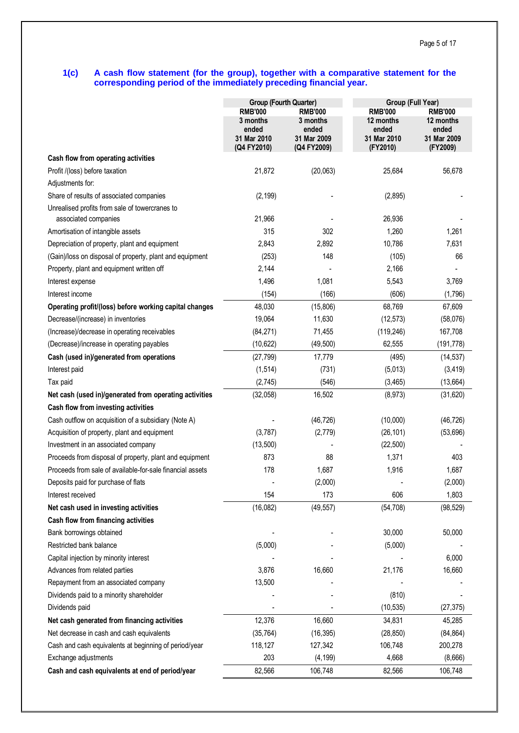### 1(c) A cash flow statement (for the group), together with a comparative statement for the corresponding period of the immediately preceding financial year.

| | Group (Fourth Quarter) | | Group (Full Year) | |
|---|---|---|---|---|
| | RMB'000 | RMB'000 | RMB'000 | RMB'000 |
| | 3 months ended 31 Mar 2010 (Q4 FY2010) | 3 months ended 31 Mar 2009 (Q4 FY2009) | 12 months ended 31 Mar 2010 (FY2010) | 12 months ended 31 Mar 2009 (FY2009) |
| **Cash flow from operating activities** | | | | |
| Profit /(loss) before taxation | 21,872 | (20,063) | 25,684 | 56,678 |
| Adjustments for: | | | | |
| Share of results of associated companies | (2,199) | - | (2,895) | - |
| Unrealised profits from sale of towercranes to associated companies | 21,966 | - | 26,936 | - |
| Amortisation of intangible assets | 315 | 302 | 1,260 | 1,261 |
| Depreciation of property, plant and equipment | 2,843 | 2,892 | 10,786 | 7,631 |
| (Gain)/loss on disposal of property, plant and equipment | (253) | 148 | (105) | 66 |
| Property, plant and equipment written off | 2,144 | - | 2,166 | - |
| Interest expense | 1,496 | 1,081 | 5,543 | 3,769 |
| Interest income | (154) | (166) | (606) | (1,796) |
| **Operating profit/(loss) before working capital changes** | 48,030 | (15,806) | 68,769 | 67,609 |
| Decrease/(increase) in inventories | 19,064 | 11,630 | (12,573) | (58,076) |
| (Increase)/decrease in operating receivables | (84,271) | 71,455 | (119,246) | 167,708 |
| (Decrease)/increase in operating payables | (10,622) | (49,500) | 62,555 | (191,778) |
| **Cash (used in)/generated from operations** | (27,799) | 17,779 | (495) | (14,537) |
| Interest paid | (1,514) | (731) | (5,013) | (3,419) |
| Tax paid | (2,745) | (546) | (3,465) | (13,664) |
| **Net cash (used in)/generated from operating activities** | (32,058) | 16,502 | (8,973) | (31,620) |
| **Cash flow from investing activities** | | | | |
| Cash outflow on acquisition of a subsidiary (Note A) | - | (46,726) | (10,000) | (46,726) |
| Acquisition of property, plant and equipment | (3,787) | (2,779) | (26,101) | (53,696) |
| Investment in an associated company | (13,500) | - | (22,500) | - |
| Proceeds from disposal of property, plant and equipment | 873 | 88 | 1,371 | 403 |
| Proceeds from sale of available-for-sale financial assets | 178 | 1,687 | 1,916 | 1,687 |
| Deposits paid for purchase of flats | - | (2,000) | - | (2,000) |
| Interest received | 154 | 173 | 606 | 1,803 |
| **Net cash used in investing activities** | (16,082) | (49,557) | (54,708) | (98,529) |
| **Cash flow from financing activities** | | | | |
| Bank borrowings obtained | - | - | 30,000 | 50,000 |
| Restricted bank balance | (5,000) | - | (5,000) | - |
| Capital injection by minority interest | - | - | - | 6,000 |
| Advances from related parties | 3,876 | 16,660 | 21,176 | 16,660 |
| Repayment from an associated company | 13,500 | - | - | - |
| Dividends paid to a minority shareholder | - | - | (810) | - |
| Dividends paid | - | - | (10,535) | (27,375) |
| **Net cash generated from financing activities** | 12,376 | 16,660 | 34,831 | 45,285 |
| Net decrease in cash and cash equivalents | (35,764) | (16,395) | (28,850) | (84,864) |
| Cash and cash equivalents at beginning of period/year | 118,127 | 127,342 | 106,748 | 200,278 |
| Exchange adjustments | 203 | (4,199) | 4,668 | (8,666) |
| **Cash and cash equivalents at end of period/year** | 82,566 | 106,748 | 82,566 | 106,748 |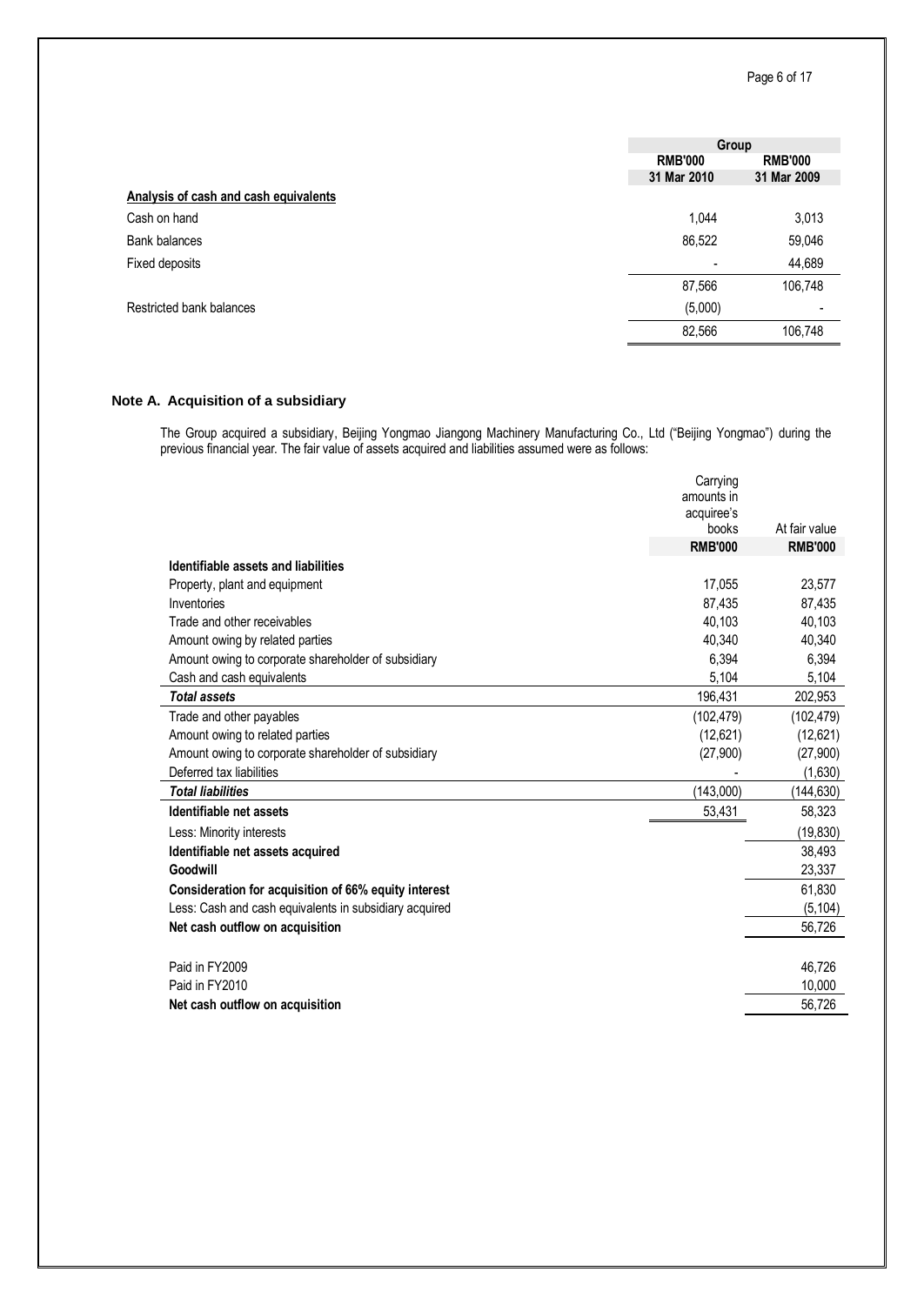| | Group | |
|---|---|---|
| | RMB'000 | RMB'000 |
| | 31 Mar 2010 | 31 Mar 2009 |
| **Analysis of cash and cash equivalents** | | |
| Cash on hand | 1,044 | 3,013 |
| Bank balances | 86,522 | 59,046 |
| Fixed deposits | - | 44,689 |
| | 87,566 | 106,748 |
| Restricted bank balances | (5,000) | - |
| | 82,566 | 106,748 |

## Note A. Acquisition of a subsidiary

The Group acquired a subsidiary, Beijing Yongmao Jiangong Machinery Manufacturing Co., Ltd ("Beijing Yongmao") during the previous financial year. The fair value of assets acquired and liabilities assumed were as follows:

| | Carrying amounts in acquiree's books | At fair value |
|---|---|---|
| | RMB'000 | RMB'000 |
| **Identifiable assets and liabilities** | | |
| Property, plant and equipment | 17,055 | 23,577 |
| Inventories | 87,435 | 87,435 |
| Trade and other receivables | 40,103 | 40,103 |
| Amount owing by related parties | 40,340 | 40,340 |
| Amount owing to corporate shareholder of subsidiary | 6,394 | 6,394 |
| Cash and cash equivalents | 5,104 | 5,104 |
| ***Total assets*** | 196,431 | 202,953 |
| Trade and other payables | (102,479) | (102,479) |
| Amount owing to related parties | (12,621) | (12,621) |
| Amount owing to corporate shareholder of subsidiary | (27,900) | (27,900) |
| Deferred tax liabilities | - | (1,630) |
| ***Total liabilities*** | (143,000) | (144,630) |
| **Identifiable net assets** | 53,431 | 58,323 |
| Less: Minority interests | | (19,830) |
| **Identifiable net assets acquired** | | 38,493 |
| **Goodwill** | | 23,337 |
| **Consideration for acquisition of 66% equity interest** | | 61,830 |
| Less: Cash and cash equivalents in subsidiary acquired | | (5,104) |
| **Net cash outflow on acquisition** | | 56,726 |
| | | |
| Paid in FY2009 | | 46,726 |
| Paid in FY2010 | | 10,000 |
| **Net cash outflow on acquisition** | | 56,726 |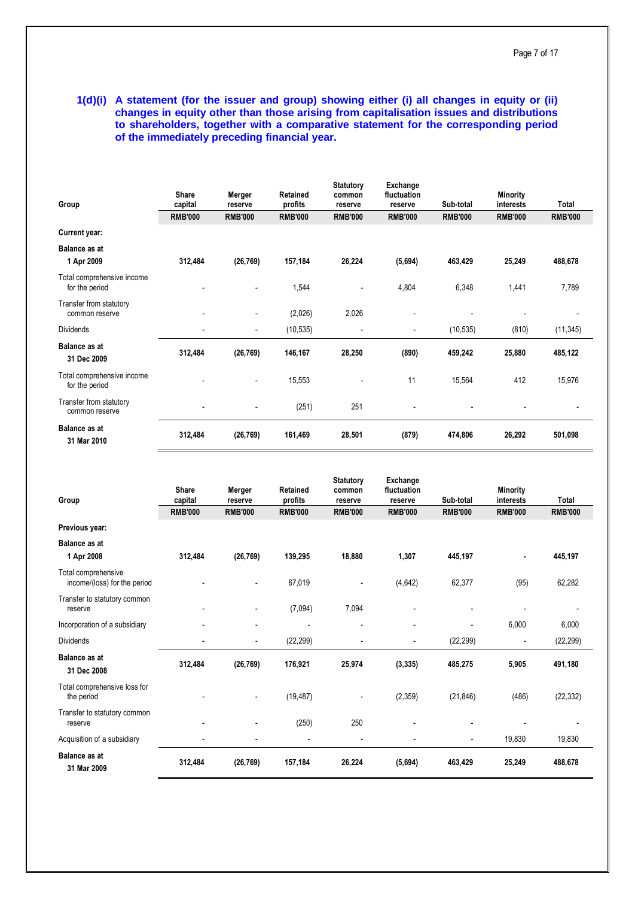**1(d)(i) A statement (for the issuer and group) showing either (i) all changes in equity or (ii) changes in equity other than those arising from capitalisation issues and distributions to shareholders, together with a comparative statement for the corresponding period of the immediately preceding financial year.**

| Group | Share capital | Merger reserve | Retained profits | Statutory common reserve | Exchange fluctuation reserve | Sub-total | Minority interests | Total |
|---|---|---|---|---|---|---|---|---|
| | RMB'000 | RMB'000 | RMB'000 | RMB'000 | RMB'000 | RMB'000 | RMB'000 | RMB'000 |
| **Current year:** | | | | | | | | |
| **Balance as at 1 Apr 2009** | **312,484** | **(26,769)** | **157,184** | **26,224** | **(5,694)** | **463,429** | **25,249** | **488,678** |
| Total comprehensive income for the period | - | - | 1,544 | - | 4,804 | 6,348 | 1,441 | 7,789 |
| Transfer from statutory common reserve | - | - | (2,026) | 2,026 | - | - | - | - |
| Dividends | - | - | (10,535) | - | - | (10,535) | (810) | (11,345) |
| **Balance as at 31 Dec 2009** | **312,484** | **(26,769)** | **146,167** | **28,250** | **(890)** | **459,242** | **25,880** | **485,122** |
| Total comprehensive income for the period | - | - | 15,553 | - | 11 | 15,564 | 412 | 15,976 |
| Transfer from statutory common reserve | - | - | (251) | 251 | - | - | - | - |
| **Balance as at 31 Mar 2010** | **312,484** | **(26,769)** | **161,469** | **28,501** | **(879)** | **474,806** | **26,292** | **501,098** |

| Group | Share capital | Merger reserve | Retained profits | Statutory common reserve | Exchange fluctuation reserve | Sub-total | Minority interests | Total |
|---|---|---|---|---|---|---|---|---|
| | RMB'000 | RMB'000 | RMB'000 | RMB'000 | RMB'000 | RMB'000 | RMB'000 | RMB'000 |
| **Previous year:** | | | | | | | | |
| **Balance as at 1 Apr 2008** | **312,484** | **(26,769)** | **139,295** | **18,880** | **1,307** | **445,197** | **-** | **445,197** |
| Total comprehensive income/(loss) for the period | - | - | 67,019 | - | (4,642) | 62,377 | (95) | 62,282 |
| Transfer to statutory common reserve | - | - | (7,094) | 7,094 | - | - | - | - |
| Incorporation of a subsidiary | - | - | - | - | - | - | 6,000 | 6,000 |
| Dividends | - | - | (22,299) | - | - | (22,299) | - | (22,299) |
| **Balance as at 31 Dec 2008** | **312,484** | **(26,769)** | **176,921** | **25,974** | **(3,335)** | **485,275** | **5,905** | **491,180** |
| Total comprehensive loss for the period | - | - | (19,487) | - | (2,359) | (21,846) | (486) | (22,332) |
| Transfer to statutory common reserve | - | - | (250) | 250 | - | - | - | - |
| Acquisition of a subsidiary | - | - | - | - | - | - | 19,830 | 19,830 |
| **Balance as at 31 Mar 2009** | **312,484** | **(26,769)** | **157,184** | **26,224** | **(5,694)** | **463,429** | **25,249** | **488,678** |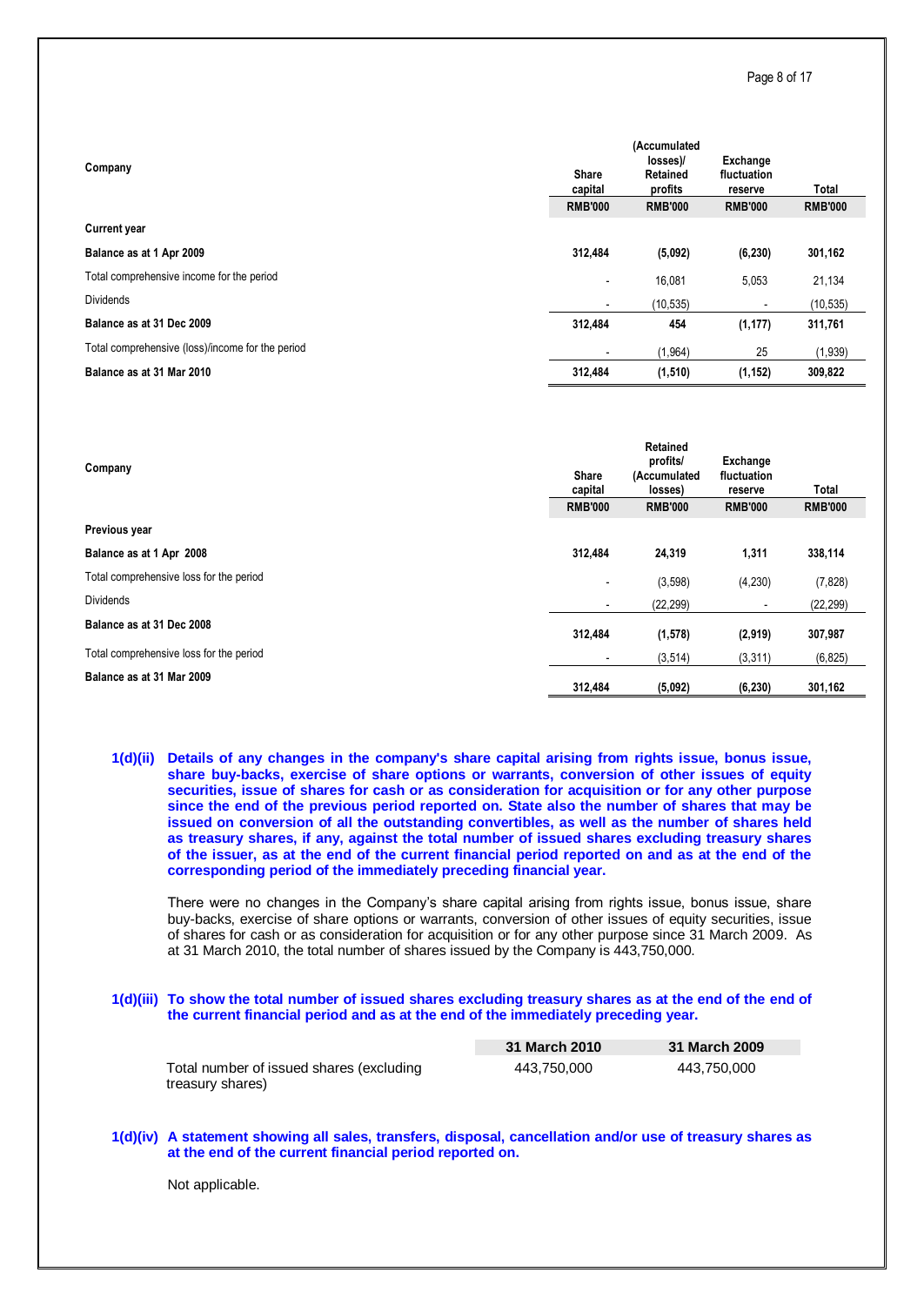| Company | Share capital | (Accumulated losses)/ Retained profits | Exchange fluctuation reserve | Total |
|---|---|---|---|---|
| | RMB'000 | RMB'000 | RMB'000 | RMB'000 |
| **Current year** | | | | |
| **Balance as at 1 Apr 2009** | **312,484** | **(5,092)** | **(6,230)** | **301,162** |
| Total comprehensive income for the period | - | 16,081 | 5,053 | 21,134 |
| Dividends | - | (10,535) | - | (10,535) |
| **Balance as at 31 Dec 2009** | **312,484** | **454** | **(1,177)** | **311,761** |
| Total comprehensive (loss)/income for the period | - | (1,964) | 25 | (1,939) |
| **Balance as at 31 Mar 2010** | **312,484** | **(1,510)** | **(1,152)** | **309,822** |

| Company | Share capital | Retained profits/ (Accumulated losses) | Exchange fluctuation reserve | Total |
|---|---|---|---|---|
| | RMB'000 | RMB'000 | RMB'000 | RMB'000 |
| **Previous year** | | | | |
| **Balance as at 1 Apr 2008** | **312,484** | **24,319** | **1,311** | **338,114** |
| Total comprehensive loss for the period | - | (3,598) | (4,230) | (7,828) |
| Dividends | - | (22,299) | - | (22,299) |
| **Balance as at 31 Dec 2008** | **312,484** | **(1,578)** | **(2,919)** | **307,987** |
| Total comprehensive loss for the period | - | (3,514) | (3,311) | (6,825) |
| **Balance as at 31 Mar 2009** | **312,484** | **(5,092)** | **(6,230)** | **301,162** |

**1(d)(ii) Details of any changes in the company's share capital arising from rights issue, bonus issue, share buy-backs, exercise of share options or warrants, conversion of other issues of equity securities, issue of shares for cash or as consideration for acquisition or for any other purpose since the end of the previous period reported on. State also the number of shares that may be issued on conversion of all the outstanding convertibles, as well as the number of shares held as treasury shares, if any, against the total number of issued shares excluding treasury shares of the issuer, as at the end of the current financial period reported on and as at the end of the corresponding period of the immediately preceding financial year.**

There were no changes in the Company's share capital arising from rights issue, bonus issue, share buy-backs, exercise of share options or warrants, conversion of other issues of equity securities, issue of shares for cash or as consideration for acquisition or for any other purpose since 31 March 2009. As at 31 March 2010, the total number of shares issued by the Company is 443,750,000.

**1(d)(iii) To show the total number of issued shares excluding treasury shares as at the end of the end of the current financial period and as at the end of the immediately preceding year.**

| | 31 March 2010 | 31 March 2009 |
|---|---|---|
| Total number of issued shares (excluding treasury shares) | 443,750,000 | 443,750,000 |

**1(d)(iv) A statement showing all sales, transfers, disposal, cancellation and/or use of treasury shares as at the end of the current financial period reported on.**

Not applicable.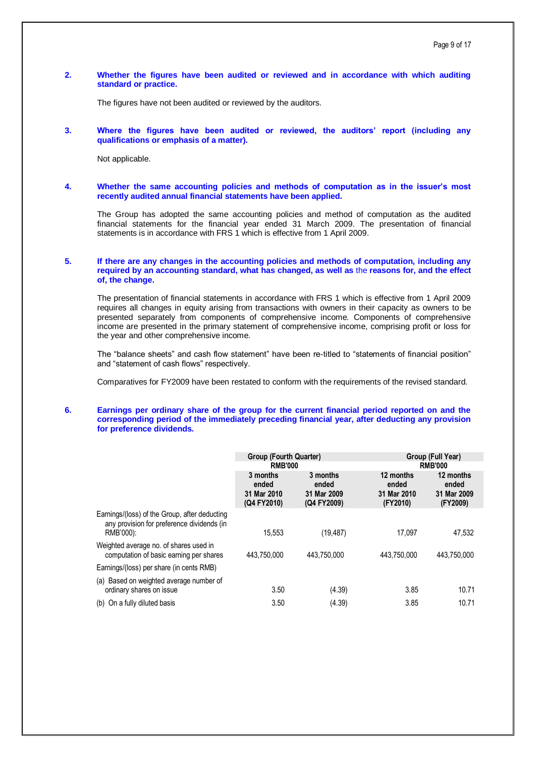**2. Whether the figures have been audited or reviewed and in accordance with which auditing standard or practice.**

The figures have not been audited or reviewed by the auditors.

**3. Where the figures have been audited or reviewed, the auditors' report (including any qualifications or emphasis of a matter).**

Not applicable.

**4. Whether the same accounting policies and methods of computation as in the issuer's most recently audited annual financial statements have been applied.**

The Group has adopted the same accounting policies and method of computation as the audited financial statements for the financial year ended 31 March 2009. The presentation of financial statements is in accordance with FRS 1 which is effective from 1 April 2009.

**5. If there are any changes in the accounting policies and methods of computation, including any required by an accounting standard, what has changed, as well as the reasons for, and the effect of, the change.**

The presentation of financial statements in accordance with FRS 1 which is effective from 1 April 2009 requires all changes in equity arising from transactions with owners in their capacity as owners to be presented separately from components of comprehensive income. Components of comprehensive income are presented in the primary statement of comprehensive income, comprising profit or loss for the year and other comprehensive income.

The "balance sheets" and cash flow statement" have been re-titled to "statements of financial position" and "statement of cash flows" respectively.

Comparatives for FY2009 have been restated to conform with the requirements of the revised standard.

**6. Earnings per ordinary share of the group for the current financial period reported on and the corresponding period of the immediately preceding financial year, after deducting any provision for preference dividends.**

| | Group (Fourth Quarter) RMB'000 | | Group (Full Year) RMB'000 | |
|---|---|---|---|---|
| | 3 months ended 31 Mar 2010 (Q4 FY2010) | 3 months ended 31 Mar 2009 (Q4 FY2009) | 12 months ended 31 Mar 2010 (FY2010) | 12 months ended 31 Mar 2009 (FY2009) |
| Earnings/(loss) of the Group, after deducting any provision for preference dividends (in RMB'000): | 15,553 | (19,487) | 17,097 | 47,532 |
| Weighted average no. of shares used in computation of basic earning per shares | 443,750,000 | 443,750,000 | 443,750,000 | 443,750,000 |
| Earnings/(loss) per share (in cents RMB) | | | | |
| (a) Based on weighted average number of ordinary shares on issue | 3.50 | (4.39) | 3.85 | 10.71 |
| (b) On a fully diluted basis | 3.50 | (4.39) | 3.85 | 10.71 |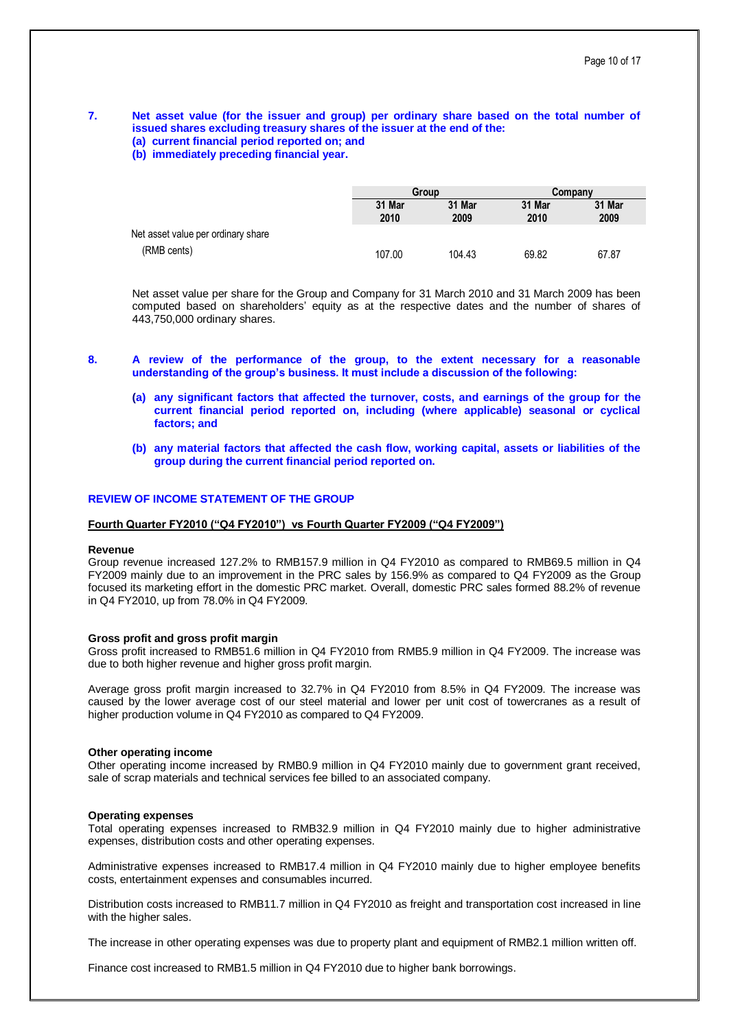**7. Net asset value (for the issuer and group) per ordinary share based on the total number of issued shares excluding treasury shares of the issuer at the end of the:**
**(a) current financial period reported on; and**
**(b) immediately preceding financial year.**

| | Group | | Company | |
|---|---|---|---|---|
| | 31 Mar 2010 | 31 Mar 2009 | 31 Mar 2010 | 31 Mar 2009 |
| Net asset value per ordinary share (RMB cents) | 107.00 | 104.43 | 69.82 | 67.87 |

Net asset value per share for the Group and Company for 31 March 2010 and 31 March 2009 has been computed based on shareholders' equity as at the respective dates and the number of shares of 443,750,000 ordinary shares.

**8. A review of the performance of the group, to the extent necessary for a reasonable understanding of the group's business. It must include a discussion of the following:**

**(a) any significant factors that affected the turnover, costs, and earnings of the group for the current financial period reported on, including (where applicable) seasonal or cyclical factors; and**

**(b) any material factors that affected the cash flow, working capital, assets or liabilities of the group during the current financial period reported on.**

## REVIEW OF INCOME STATEMENT OF THE GROUP

**Fourth Quarter FY2010 ("Q4 FY2010") vs Fourth Quarter FY2009 ("Q4 FY2009")**

**Revenue**
Group revenue increased 127.2% to RMB157.9 million in Q4 FY2010 as compared to RMB69.5 million in Q4 FY2009 mainly due to an improvement in the PRC sales by 156.9% as compared to Q4 FY2009 as the Group focused its marketing effort in the domestic PRC market. Overall, domestic PRC sales formed 88.2% of revenue in Q4 FY2010, up from 78.0% in Q4 FY2009.

**Gross profit and gross profit margin**
Gross profit increased to RMB51.6 million in Q4 FY2010 from RMB5.9 million in Q4 FY2009. The increase was due to both higher revenue and higher gross profit margin.

Average gross profit margin increased to 32.7% in Q4 FY2010 from 8.5% in Q4 FY2009. The increase was caused by the lower average cost of our steel material and lower per unit cost of towercranes as a result of higher production volume in Q4 FY2010 as compared to Q4 FY2009.

**Other operating income**
Other operating income increased by RMB0.9 million in Q4 FY2010 mainly due to government grant received, sale of scrap materials and technical services fee billed to an associated company.

**Operating expenses**
Total operating expenses increased to RMB32.9 million in Q4 FY2010 mainly due to higher administrative expenses, distribution costs and other operating expenses.

Administrative expenses increased to RMB17.4 million in Q4 FY2010 mainly due to higher employee benefits costs, entertainment expenses and consumables incurred.

Distribution costs increased to RMB11.7 million in Q4 FY2010 as freight and transportation cost increased in line with the higher sales.

The increase in other operating expenses was due to property plant and equipment of RMB2.1 million written off.

Finance cost increased to RMB1.5 million in Q4 FY2010 due to higher bank borrowings.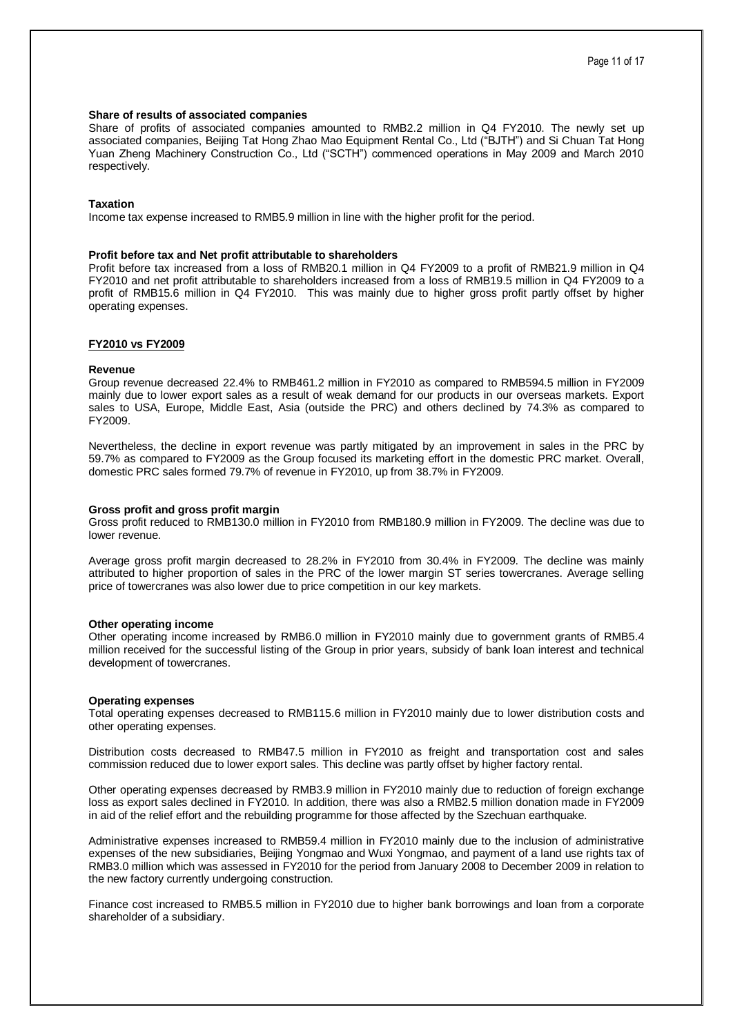**Share of results of associated companies**

Share of profits of associated companies amounted to RMB2.2 million in Q4 FY2010. The newly set up associated companies, Beijing Tat Hong Zhao Mao Equipment Rental Co., Ltd ("BJTH") and Si Chuan Tat Hong Yuan Zheng Machinery Construction Co., Ltd ("SCTH") commenced operations in May 2009 and March 2010 respectively.

**Taxation**

Income tax expense increased to RMB5.9 million in line with the higher profit for the period.

**Profit before tax and Net profit attributable to shareholders**

Profit before tax increased from a loss of RMB20.1 million in Q4 FY2009 to a profit of RMB21.9 million in Q4 FY2010 and net profit attributable to shareholders increased from a loss of RMB19.5 million in Q4 FY2009 to a profit of RMB15.6 million in Q4 FY2010. This was mainly due to higher gross profit partly offset by higher operating expenses.

**FY2010 vs FY2009**

**Revenue**

Group revenue decreased 22.4% to RMB461.2 million in FY2010 as compared to RMB594.5 million in FY2009 mainly due to lower export sales as a result of weak demand for our products in our overseas markets. Export sales to USA, Europe, Middle East, Asia (outside the PRC) and others declined by 74.3% as compared to FY2009.

Nevertheless, the decline in export revenue was partly mitigated by an improvement in sales in the PRC by 59.7% as compared to FY2009 as the Group focused its marketing effort in the domestic PRC market. Overall, domestic PRC sales formed 79.7% of revenue in FY2010, up from 38.7% in FY2009.

**Gross profit and gross profit margin**

Gross profit reduced to RMB130.0 million in FY2010 from RMB180.9 million in FY2009. The decline was due to lower revenue.

Average gross profit margin decreased to 28.2% in FY2010 from 30.4% in FY2009. The decline was mainly attributed to higher proportion of sales in the PRC of the lower margin ST series towercranes. Average selling price of towercranes was also lower due to price competition in our key markets.

**Other operating income**

Other operating income increased by RMB6.0 million in FY2010 mainly due to government grants of RMB5.4 million received for the successful listing of the Group in prior years, subsidy of bank loan interest and technical development of towercranes.

**Operating expenses**

Total operating expenses decreased to RMB115.6 million in FY2010 mainly due to lower distribution costs and other operating expenses.

Distribution costs decreased to RMB47.5 million in FY2010 as freight and transportation cost and sales commission reduced due to lower export sales. This decline was partly offset by higher factory rental.

Other operating expenses decreased by RMB3.9 million in FY2010 mainly due to reduction of foreign exchange loss as export sales declined in FY2010. In addition, there was also a RMB2.5 million donation made in FY2009 in aid of the relief effort and the rebuilding programme for those affected by the Szechuan earthquake.

Administrative expenses increased to RMB59.4 million in FY2010 mainly due to the inclusion of administrative expenses of the new subsidiaries, Beijing Yongmao and Wuxi Yongmao, and payment of a land use rights tax of RMB3.0 million which was assessed in FY2010 for the period from January 2008 to December 2009 in relation to the new factory currently undergoing construction.

Finance cost increased to RMB5.5 million in FY2010 due to higher bank borrowings and loan from a corporate shareholder of a subsidiary.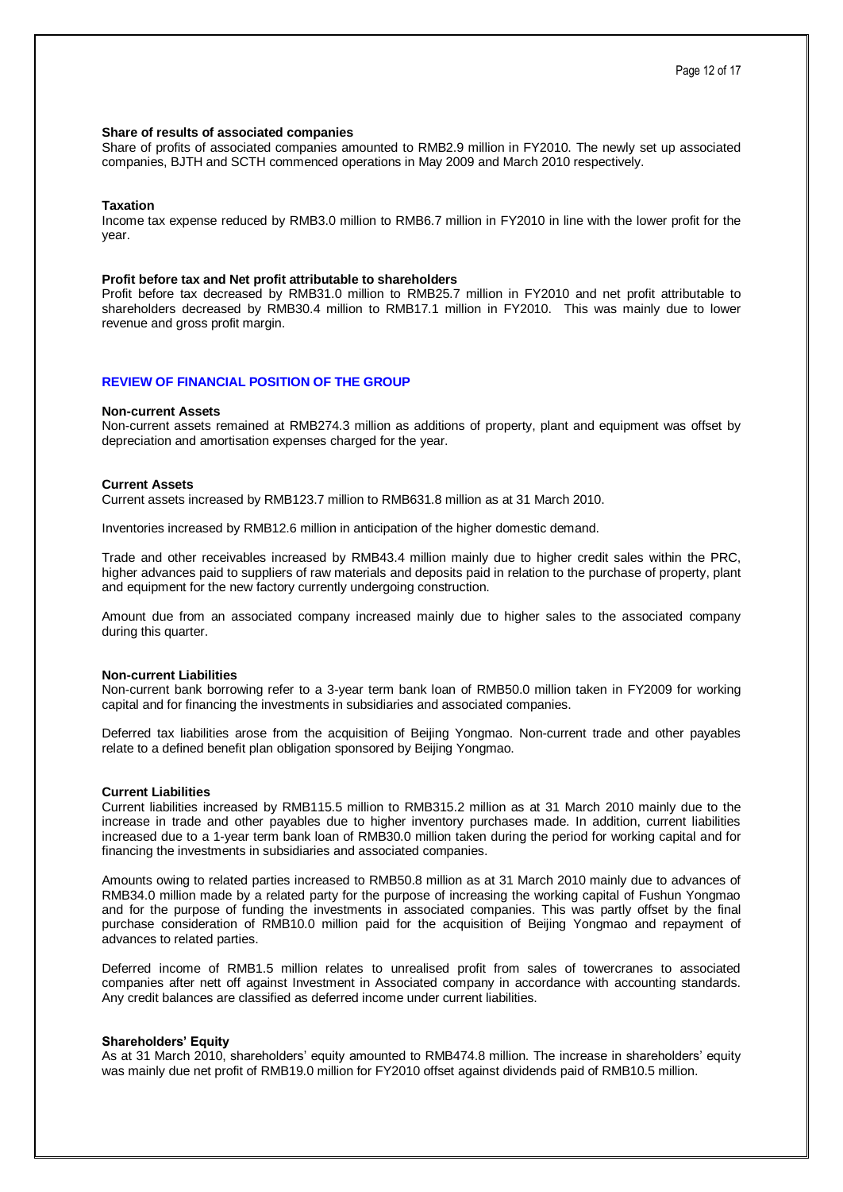**Share of results of associated companies**

Share of profits of associated companies amounted to RMB2.9 million in FY2010. The newly set up associated companies, BJTH and SCTH commenced operations in May 2009 and March 2010 respectively.

**Taxation**

Income tax expense reduced by RMB3.0 million to RMB6.7 million in FY2010 in line with the lower profit for the year.

**Profit before tax and Net profit attributable to shareholders**

Profit before tax decreased by RMB31.0 million to RMB25.7 million in FY2010 and net profit attributable to shareholders decreased by RMB30.4 million to RMB17.1 million in FY2010. This was mainly due to lower revenue and gross profit margin.

## REVIEW OF FINANCIAL POSITION OF THE GROUP

**Non-current Assets**

Non-current assets remained at RMB274.3 million as additions of property, plant and equipment was offset by depreciation and amortisation expenses charged for the year.

**Current Assets**

Current assets increased by RMB123.7 million to RMB631.8 million as at 31 March 2010.

Inventories increased by RMB12.6 million in anticipation of the higher domestic demand.

Trade and other receivables increased by RMB43.4 million mainly due to higher credit sales within the PRC, higher advances paid to suppliers of raw materials and deposits paid in relation to the purchase of property, plant and equipment for the new factory currently undergoing construction.

Amount due from an associated company increased mainly due to higher sales to the associated company during this quarter.

**Non-current Liabilities**

Non-current bank borrowing refer to a 3-year term bank loan of RMB50.0 million taken in FY2009 for working capital and for financing the investments in subsidiaries and associated companies.

Deferred tax liabilities arose from the acquisition of Beijing Yongmao. Non-current trade and other payables relate to a defined benefit plan obligation sponsored by Beijing Yongmao.

**Current Liabilities**

Current liabilities increased by RMB115.5 million to RMB315.2 million as at 31 March 2010 mainly due to the increase in trade and other payables due to higher inventory purchases made. In addition, current liabilities increased due to a 1-year term bank loan of RMB30.0 million taken during the period for working capital and for financing the investments in subsidiaries and associated companies.

Amounts owing to related parties increased to RMB50.8 million as at 31 March 2010 mainly due to advances of RMB34.0 million made by a related party for the purpose of increasing the working capital of Fushun Yongmao and for the purpose of funding the investments in associated companies. This was partly offset by the final purchase consideration of RMB10.0 million paid for the acquisition of Beijing Yongmao and repayment of advances to related parties.

Deferred income of RMB1.5 million relates to unrealised profit from sales of towercranes to associated companies after nett off against Investment in Associated company in accordance with accounting standards. Any credit balances are classified as deferred income under current liabilities.

**Shareholders' Equity**

As at 31 March 2010, shareholders' equity amounted to RMB474.8 million. The increase in shareholders' equity was mainly due net profit of RMB19.0 million for FY2010 offset against dividends paid of RMB10.5 million.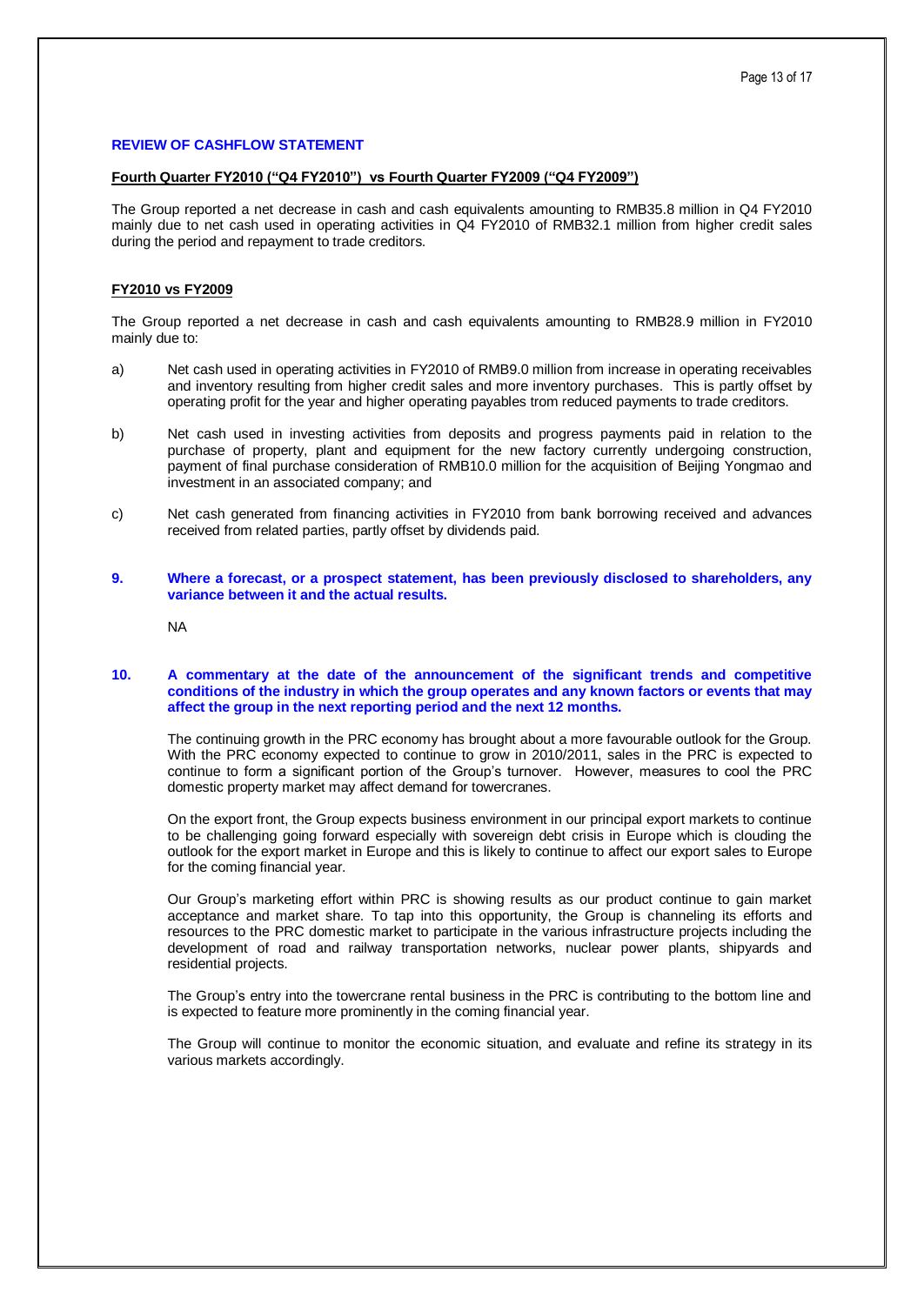**REVIEW OF CASHFLOW STATEMENT**

**Fourth Quarter FY2010 ("Q4 FY2010") vs Fourth Quarter FY2009 ("Q4 FY2009")**

The Group reported a net decrease in cash and cash equivalents amounting to RMB35.8 million in Q4 FY2010 mainly due to net cash used in operating activities in Q4 FY2010 of RMB32.1 million from higher credit sales during the period and repayment to trade creditors.

**FY2010 vs FY2009**

The Group reported a net decrease in cash and cash equivalents amounting to RMB28.9 million in FY2010 mainly due to:

a) Net cash used in operating activities in FY2010 of RMB9.0 million from increase in operating receivables and inventory resulting from higher credit sales and more inventory purchases. This is partly offset by operating profit for the year and higher operating payables trom reduced payments to trade creditors.

b) Net cash used in investing activities from deposits and progress payments paid in relation to the purchase of property, plant and equipment for the new factory currently undergoing construction, payment of final purchase consideration of RMB10.0 million for the acquisition of Beijing Yongmao and investment in an associated company; and

c) Net cash generated from financing activities in FY2010 from bank borrowing received and advances received from related parties, partly offset by dividends paid.

**9. Where a forecast, or a prospect statement, has been previously disclosed to shareholders, any variance between it and the actual results.**

NA

**10. A commentary at the date of the announcement of the significant trends and competitive conditions of the industry in which the group operates and any known factors or events that may affect the group in the next reporting period and the next 12 months.**

The continuing growth in the PRC economy has brought about a more favourable outlook for the Group. With the PRC economy expected to continue to grow in 2010/2011, sales in the PRC is expected to continue to form a significant portion of the Group's turnover. However, measures to cool the PRC domestic property market may affect demand for towercranes.

On the export front, the Group expects business environment in our principal export markets to continue to be challenging going forward especially with sovereign debt crisis in Europe which is clouding the outlook for the export market in Europe and this is likely to continue to affect our export sales to Europe for the coming financial year.

Our Group's marketing effort within PRC is showing results as our product continue to gain market acceptance and market share. To tap into this opportunity, the Group is channeling its efforts and resources to the PRC domestic market to participate in the various infrastructure projects including the development of road and railway transportation networks, nuclear power plants, shipyards and residential projects.

The Group's entry into the towercrane rental business in the PRC is contributing to the bottom line and is expected to feature more prominently in the coming financial year.

The Group will continue to monitor the economic situation, and evaluate and refine its strategy in its various markets accordingly.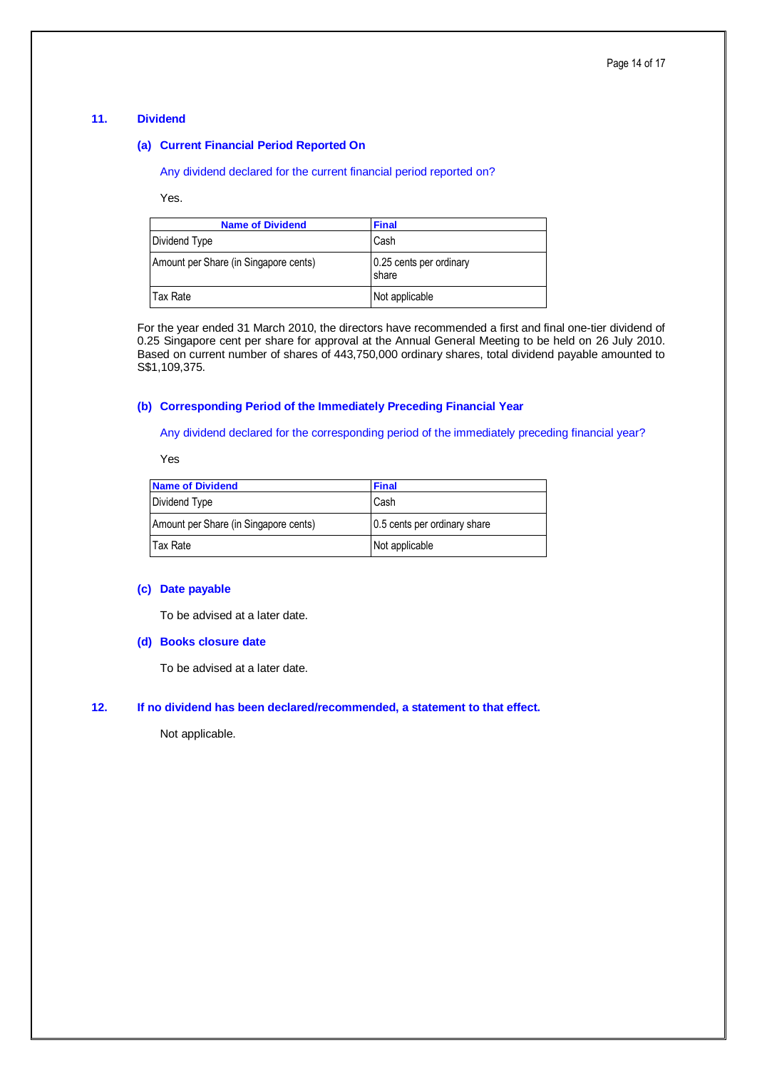## 11. Dividend

### (a) Current Financial Period Reported On

Any dividend declared for the current financial period reported on?

Yes.

| Name of Dividend | Final |
|---|---|
| Dividend Type | Cash |
| Amount per Share (in Singapore cents) | 0.25 cents per ordinary share |
| Tax Rate | Not applicable |

For the year ended 31 March 2010, the directors have recommended a first and final one-tier dividend of 0.25 Singapore cent per share for approval at the Annual General Meeting to be held on 26 July 2010. Based on current number of shares of 443,750,000 ordinary shares, total dividend payable amounted to S$1,109,375.

### (b) Corresponding Period of the Immediately Preceding Financial Year

Any dividend declared for the corresponding period of the immediately preceding financial year?

Yes

| Name of Dividend | Final |
|---|---|
| Dividend Type | Cash |
| Amount per Share (in Singapore cents) | 0.5 cents per ordinary share |
| Tax Rate | Not applicable |

### (c) Date payable

To be advised at a later date.

### (d) Books closure date

To be advised at a later date.

## 12. If no dividend has been declared/recommended, a statement to that effect.

Not applicable.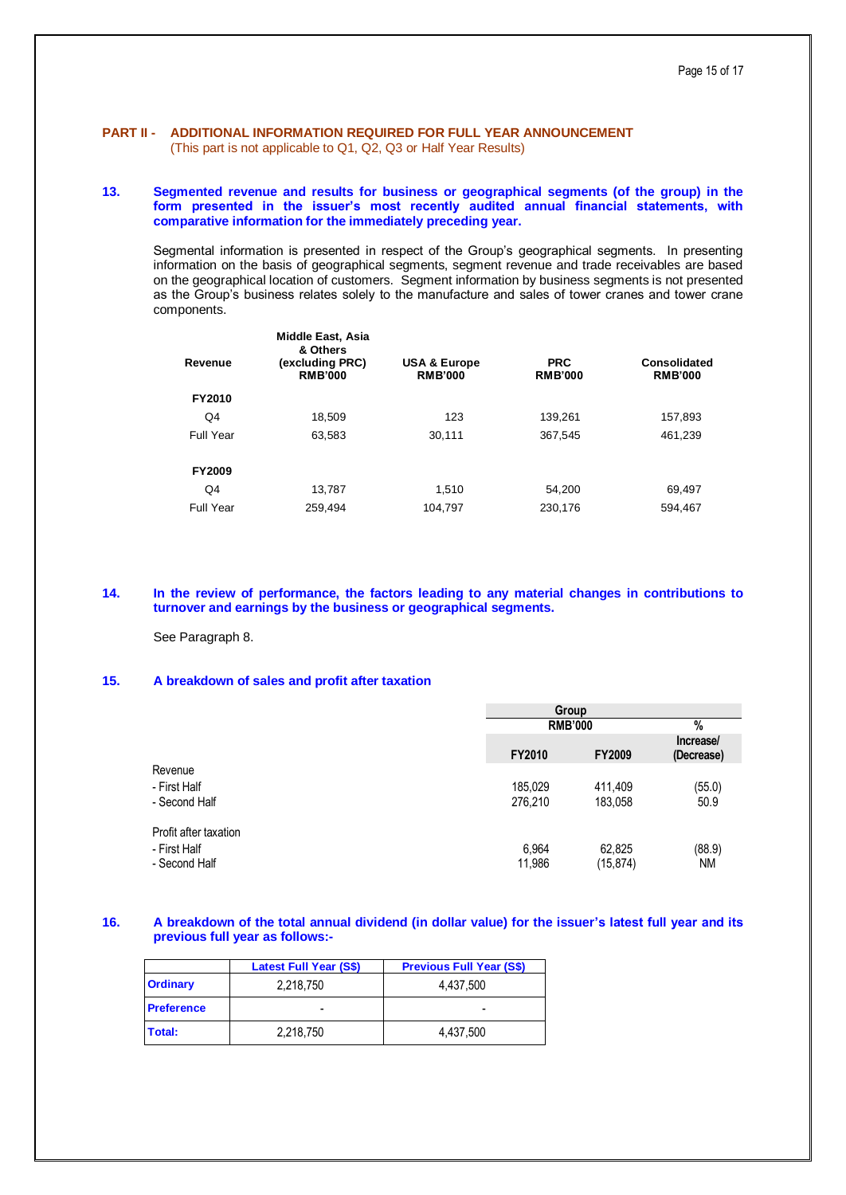## PART II - ADDITIONAL INFORMATION REQUIRED FOR FULL YEAR ANNOUNCEMENT

(This part is not applicable to Q1, Q2, Q3 or Half Year Results)

### 13. Segmented revenue and results for business or geographical segments (of the group) in the form presented in the issuer's most recently audited annual financial statements, with comparative information for the immediately preceding year.

Segmental information is presented in respect of the Group's geographical segments. In presenting information on the basis of geographical segments, segment revenue and trade receivables are based on the geographical location of customers. Segment information by business segments is not presented as the Group's business relates solely to the manufacture and sales of tower cranes and tower crane components.

| Revenue | Middle East, Asia & Others (excluding PRC) RMB'000 | USA & Europe RMB'000 | PRC RMB'000 | Consolidated RMB'000 |
|---|---|---|---|---|
| **FY2010** | | | | |
| Q4 | 18,509 | 123 | 139,261 | 157,893 |
| Full Year | 63,583 | 30,111 | 367,545 | 461,239 |
| **FY2009** | | | | |
| Q4 | 13,787 | 1,510 | 54,200 | 69,497 |
| Full Year | 259,494 | 104,797 | 230,176 | 594,467 |

### 14. In the review of performance, the factors leading to any material changes in contributions to turnover and earnings by the business or geographical segments.

See Paragraph 8.

### 15. A breakdown of sales and profit after taxation

| | Group RMB'000 | | % |
|---|---|---|---|
| | FY2010 | FY2009 | Increase/ (Decrease) |
| Revenue | | | |
| - First Half | 185,029 | 411,409 | (55.0) |
| - Second Half | 276,210 | 183,058 | 50.9 |
| Profit after taxation | | | |
| - First Half | 6,964 | 62,825 | (88.9) |
| - Second Half | 11,986 | (15,874) | NM |

### 16. A breakdown of the total annual dividend (in dollar value) for the issuer's latest full year and its previous full year as follows:-

| | Latest Full Year (S$) | Previous Full Year (S$) |
|---|---|---|
| **Ordinary** | 2,218,750 | 4,437,500 |
| **Preference** | - | - |
| **Total:** | 2,218,750 | 4,437,500 |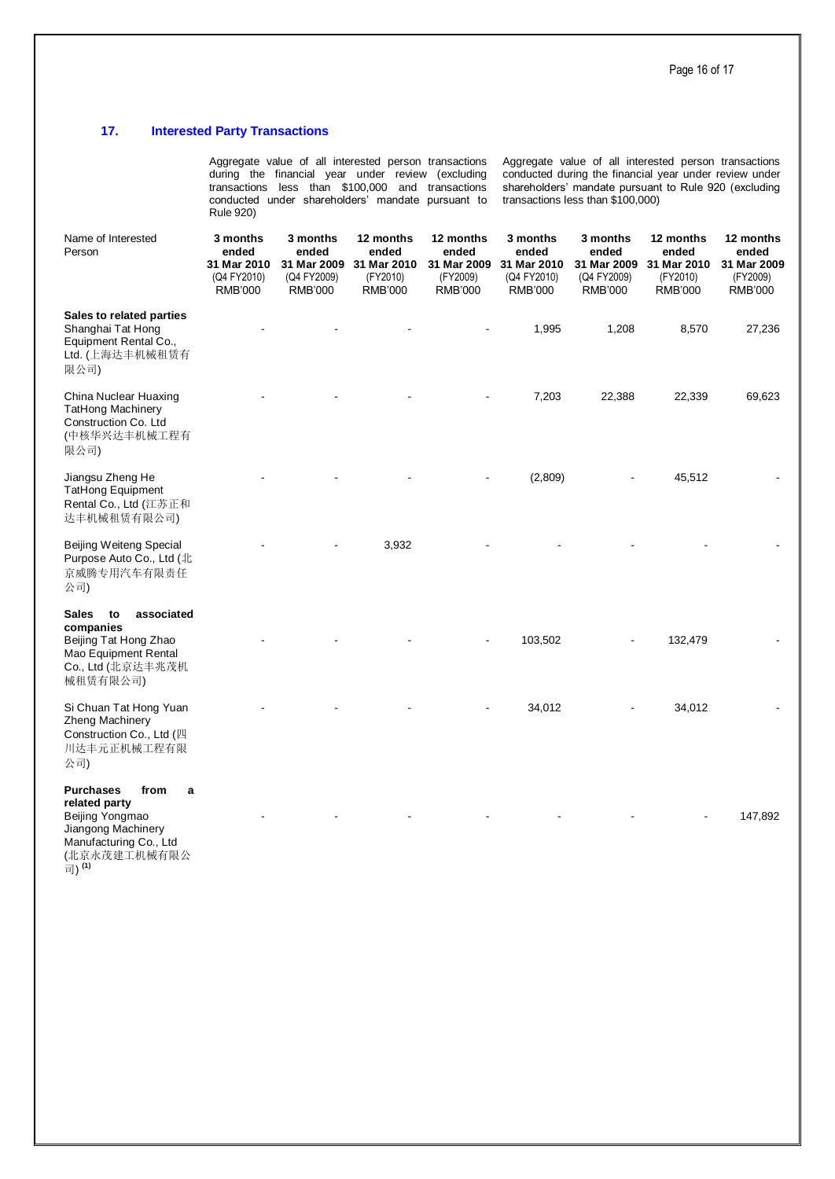## 17. Interested Party Transactions

| Name of Interested Person | Aggregate value of all interested person transactions during the financial year under review (excluding transactions less than $100,000 and transactions conducted under shareholders' mandate pursuant to Rule 920) | | | | Aggregate value of all interested person transactions conducted during the financial year under review under shareholders' mandate pursuant to Rule 920 (excluding transactions less than $100,000) | | | |
|---|---|---|---|---|---|---|---|---|
| | **3 months ended 31 Mar 2010** (Q4 FY2010) RMB'000 | **3 months ended 31 Mar 2009** (Q4 FY2009) RMB'000 | **12 months ended 31 Mar 2010** (FY2010) RMB'000 | **12 months ended 31 Mar 2009** (FY2009) RMB'000 | **3 months ended 31 Mar 2010** (Q4 FY2010) RMB'000 | **3 months ended 31 Mar 2009** (Q4 FY2009) RMB'000 | **12 months ended 31 Mar 2010** (FY2010) RMB'000 | **12 months ended 31 Mar 2009** (FY2009) RMB'000 |
| **Sales to related parties** | | | | | | | | |
| Shanghai Tat Hong Equipment Rental Co., Ltd. (上海达丰机械租赁有限公司) | - | - | - | - | 1,995 | 1,208 | 8,570 | 27,236 |
| China Nuclear Huaxing TatHong Machinery Construction Co. Ltd (中核华兴达丰机械工程有限公司) | - | - | - | - | 7,203 | 22,388 | 22,339 | 69,623 |
| Jiangsu Zheng He TatHong Equipment Rental Co., Ltd (江苏正和达丰机械租赁有限公司) | - | - | - | - | (2,809) | - | 45,512 | - |
| Beijing Weiteng Special Purpose Auto Co., Ltd (北京威腾专用汽车有限责任公司) | - | - | 3,932 | - | - | - | - | - |
| **Sales to associated companies** | | | | | | | | |
| Beijing Tat Hong Zhao Mao Equipment Rental Co., Ltd (北京达丰兆茂机械租赁有限公司) | - | - | - | - | 103,502 | - | 132,479 | - |
| Si Chuan Tat Hong Yuan Zheng Machinery Construction Co., Ltd (四川达丰元正机械工程有限公司) | - | - | - | - | 34,012 | - | 34,012 | - |
| **Purchases from a related party** | | | | | | | | |
| Beijing Yongmao Jiangong Machinery Manufacturing Co., Ltd (北京永茂建工机械有限公司) [(1)] | - | - | - | - | - | - | - | 147,892 |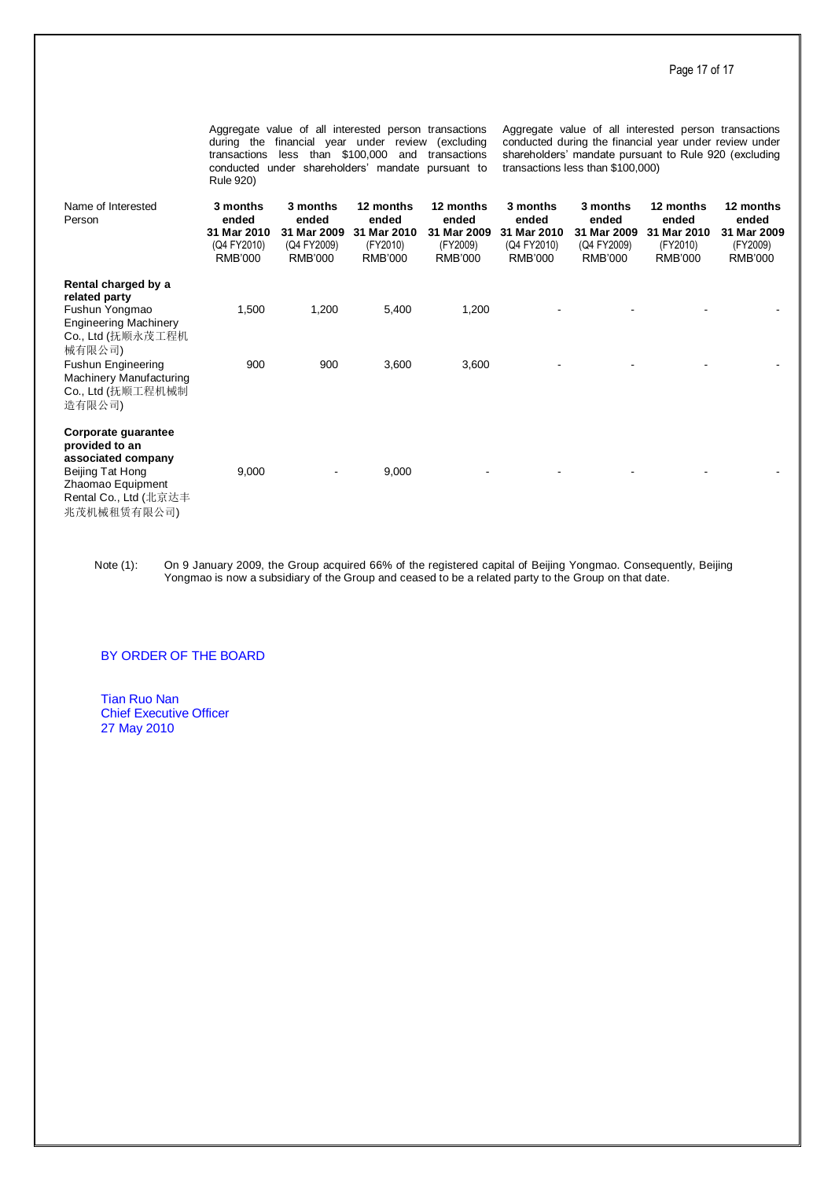| Name of Interested Person | Aggregate value of all interested person transactions during the financial year under review (excluding transactions less than $100,000 and transactions conducted under shareholders' mandate pursuant to Rule 920) | | | | Aggregate value of all interested person transactions conducted during the financial year under review under shareholders' mandate pursuant to Rule 920 (excluding transactions less than $100,000) | | | |
|---|---|---|---|---|---|---|---|---|
| | **3 months ended 31 Mar 2010** (Q4 FY2010) RMB'000 | **3 months ended 31 Mar 2009** (Q4 FY2009) RMB'000 | **12 months ended 31 Mar 2010** (FY2010) RMB'000 | **12 months ended 31 Mar 2009** (FY2009) RMB'000 | **3 months ended 31 Mar 2010** (Q4 FY2010) RMB'000 | **3 months ended 31 Mar 2009** (Q4 FY2009) RMB'000 | **12 months ended 31 Mar 2010** (FY2010) RMB'000 | **12 months ended 31 Mar 2009** (FY2009) RMB'000 |
| **Rental charged by a related party** | | | | | | | | |
| Fushun Yongmao Engineering Machinery Co., Ltd (抚顺永茂工程机械有限公司) | 1,500 | 1,200 | 5,400 | 1,200 | - | - | - | - |
| Fushun Engineering Machinery Manufacturing Co., Ltd (抚顺工程机械制造有限公司) | 900 | 900 | 3,600 | 3,600 | - | - | - | - |
| **Corporate guarantee provided to an associated company** | | | | | | | | |
| Beijing Tat Hong Zhaomao Equipment Rental Co., Ltd (北京达丰兆茂机械租赁有限公司) | 9,000 | - | 9,000 | - | - | - | - | - |

Note (1): On 9 January 2009, the Group acquired 66% of the registered capital of Beijing Yongmao. Consequently, Beijing Yongmao is now a subsidiary of the Group and ceased to be a related party to the Group on that date.

BY ORDER OF THE BOARD

Tian Ruo Nan
Chief Executive Officer
27 May 2010